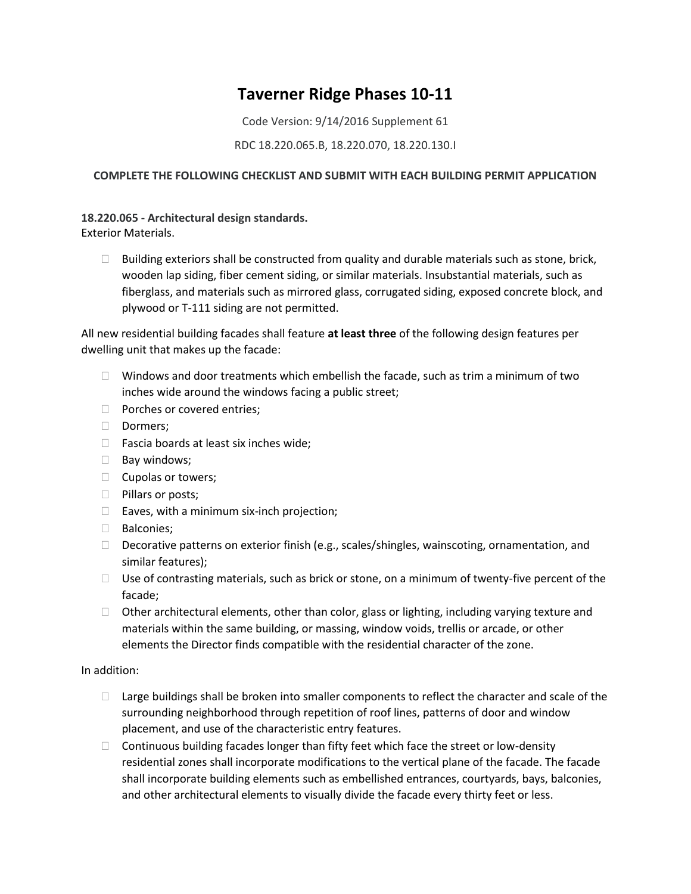# Taverner Ridge Phases 10-11

Code Version: 9/14/2016 Supplement 61

RDC 18.220.065.B, 18.220.070, 18.220.130.I

**COMPLETE THE FOLLOWING CHECKLIST AND SUBMIT WITH EACH BUILDING PERMIT APPLICATION**

**18.220.065 - Architectural design standards.**
Exterior Materials.

- ☐ Building exteriors shall be constructed from quality and durable materials such as stone, brick, wooden lap siding, fiber cement siding, or similar materials. Insubstantial materials, such as fiberglass, and materials such as mirrored glass, corrugated siding, exposed concrete block, and plywood or T-111 siding are not permitted.

All new residential building facades shall feature **at least three** of the following design features per dwelling unit that makes up the facade:

- ☐ Windows and door treatments which embellish the facade, such as trim a minimum of two inches wide around the windows facing a public street;
- ☐ Porches or covered entries;
- ☐ Dormers;
- ☐ Fascia boards at least six inches wide;
- ☐ Bay windows;
- ☐ Cupolas or towers;
- ☐ Pillars or posts;
- ☐ Eaves, with a minimum six-inch projection;
- ☐ Balconies;
- ☐ Decorative patterns on exterior finish (e.g., scales/shingles, wainscoting, ornamentation, and similar features);
- ☐ Use of contrasting materials, such as brick or stone, on a minimum of twenty-five percent of the facade;
- ☐ Other architectural elements, other than color, glass or lighting, including varying texture and materials within the same building, or massing, window voids, trellis or arcade, or other elements the Director finds compatible with the residential character of the zone.

In addition:

- ☐ Large buildings shall be broken into smaller components to reflect the character and scale of the surrounding neighborhood through repetition of roof lines, patterns of door and window placement, and use of the characteristic entry features.
- ☐ Continuous building facades longer than fifty feet which face the street or low-density residential zones shall incorporate modifications to the vertical plane of the facade. The facade shall incorporate building elements such as embellished entrances, courtyards, bays, balconies, and other architectural elements to visually divide the facade every thirty feet or less.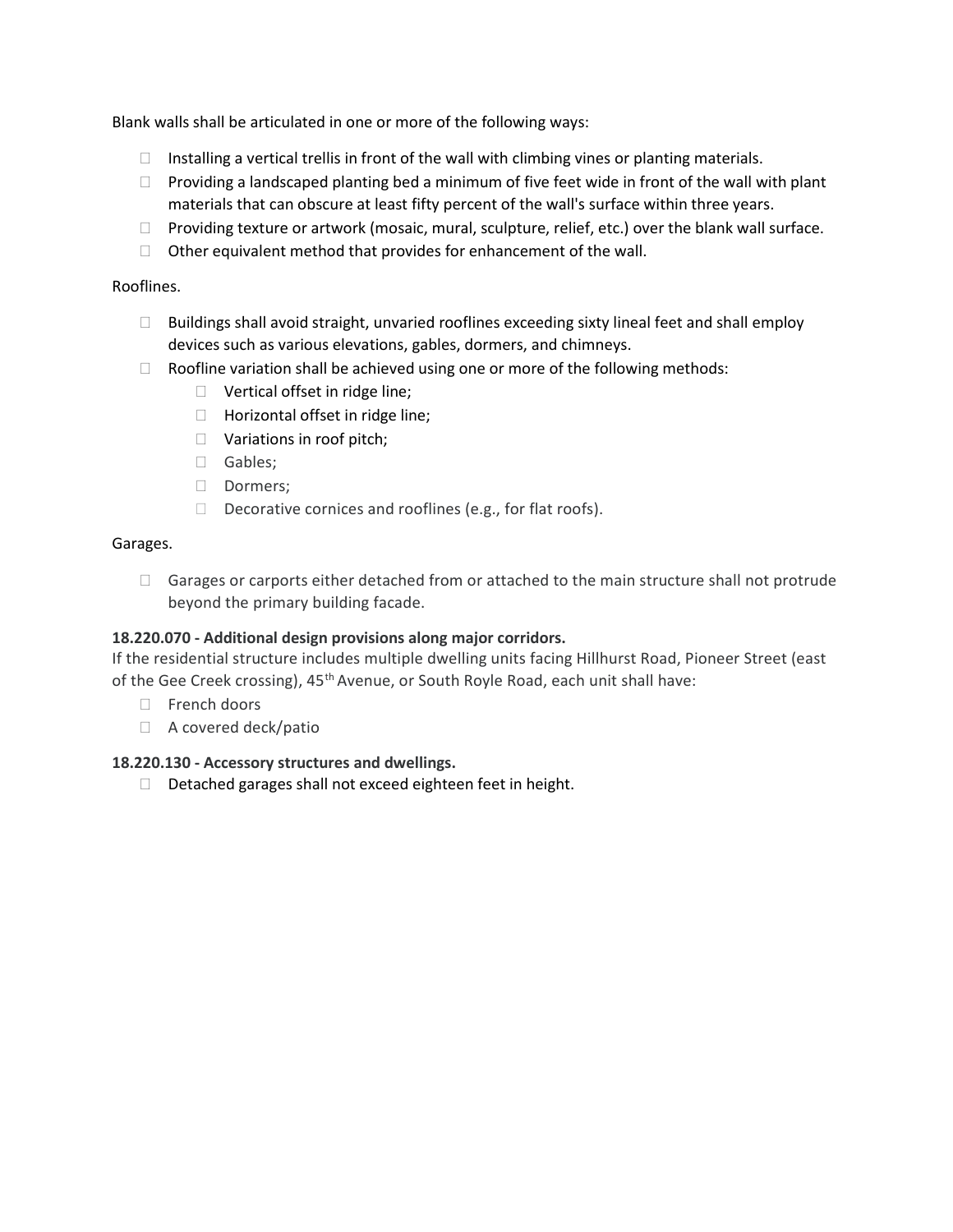Blank walls shall be articulated in one or more of the following ways:

- Installing a vertical trellis in front of the wall with climbing vines or planting materials.
- Providing a landscaped planting bed a minimum of five feet wide in front of the wall with plant materials that can obscure at least fifty percent of the wall's surface within three years.
- Providing texture or artwork (mosaic, mural, sculpture, relief, etc.) over the blank wall surface.
- Other equivalent method that provides for enhancement of the wall.

Rooflines.

- Buildings shall avoid straight, unvaried rooflines exceeding sixty lineal feet and shall employ devices such as various elevations, gables, dormers, and chimneys.
- Roofline variation shall be achieved using one or more of the following methods:
  - Vertical offset in ridge line;
  - Horizontal offset in ridge line;
  - Variations in roof pitch;
  - Gables;
  - Dormers;
  - Decorative cornices and rooflines (e.g., for flat roofs).

Garages.

- Garages or carports either detached from or attached to the main structure shall not protrude beyond the primary building facade.

**18.220.070 - Additional design provisions along major corridors.**

If the residential structure includes multiple dwelling units facing Hillhurst Road, Pioneer Street (east of the Gee Creek crossing), 45th Avenue, or South Royle Road, each unit shall have:

- French doors
- A covered deck/patio

**18.220.130 - Accessory structures and dwellings.**

- Detached garages shall not exceed eighteen feet in height.